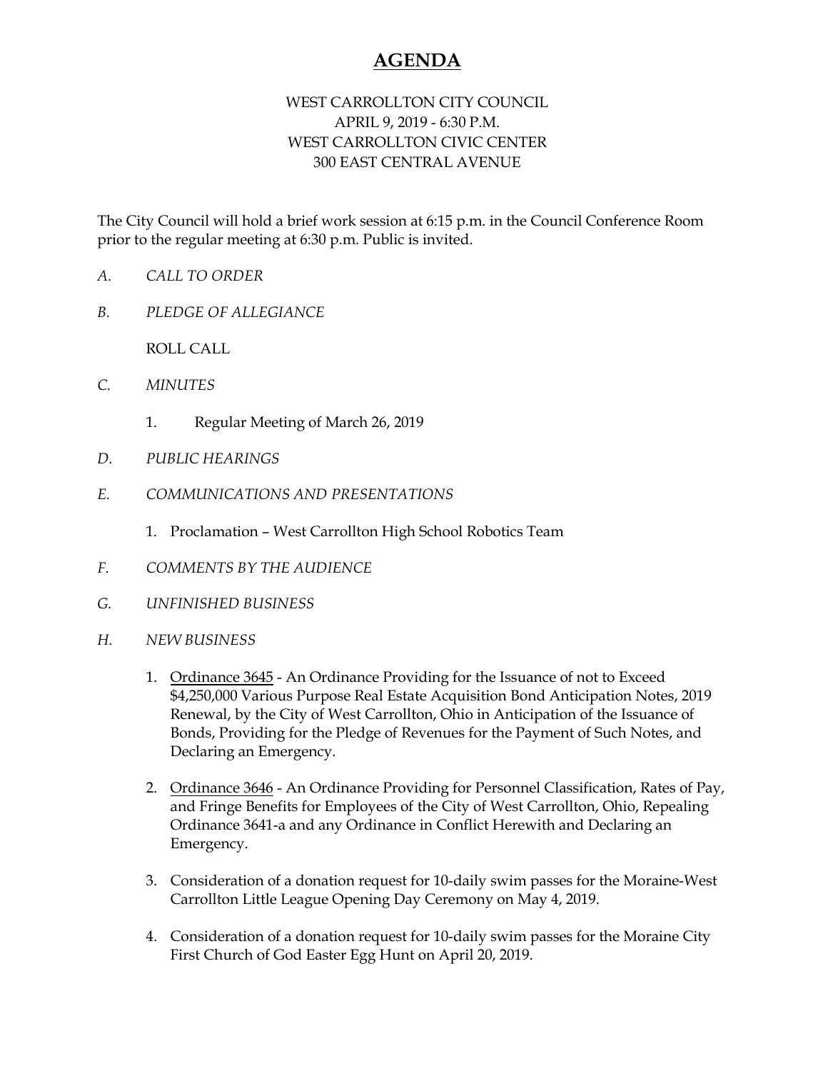# AGENDA

WEST CARROLLTON CITY COUNCIL
APRIL 9, 2019 - 6:30 P.M.
WEST CARROLLTON CIVIC CENTER
300 EAST CENTRAL AVENUE

The City Council will hold a brief work session at 6:15 p.m. in the Council Conference Room prior to the regular meeting at 6:30 p.m. Public is invited.

*A. CALL TO ORDER*

*B. PLEDGE OF ALLEGIANCE*

ROLL CALL

*C. MINUTES*

1. Regular Meeting of March 26, 2019

*D. PUBLIC HEARINGS*

*E. COMMUNICATIONS AND PRESENTATIONS*

1. Proclamation – West Carrollton High School Robotics Team

*F. COMMENTS BY THE AUDIENCE*

*G. UNFINISHED BUSINESS*

*H. NEW BUSINESS*

1. Ordinance 3645 - An Ordinance Providing for the Issuance of not to Exceed $4,250,000 Various Purpose Real Estate Acquisition Bond Anticipation Notes, 2019 Renewal, by the City of West Carrollton, Ohio in Anticipation of the Issuance of Bonds, Providing for the Pledge of Revenues for the Payment of Such Notes, and Declaring an Emergency.

2. Ordinance 3646 - An Ordinance Providing for Personnel Classification, Rates of Pay, and Fringe Benefits for Employees of the City of West Carrollton, Ohio, Repealing Ordinance 3641-a and any Ordinance in Conflict Herewith and Declaring an Emergency.

3. Consideration of a donation request for 10-daily swim passes for the Moraine-West Carrollton Little League Opening Day Ceremony on May 4, 2019.

4. Consideration of a donation request for 10-daily swim passes for the Moraine City First Church of God Easter Egg Hunt on April 20, 2019.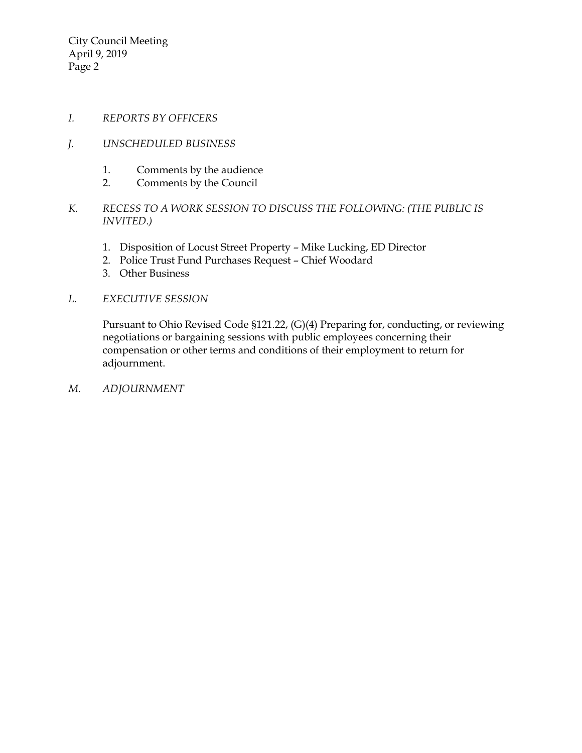*I. REPORTS BY OFFICERS*

*J. UNSCHEDULED BUSINESS*

1. Comments by the audience
2. Comments by the Council

*K. RECESS TO A WORK SESSION TO DISCUSS THE FOLLOWING: (THE PUBLIC IS INVITED.)*

1. Disposition of Locust Street Property – Mike Lucking, ED Director
2. Police Trust Fund Purchases Request – Chief Woodard
3. Other Business

*L. EXECUTIVE SESSION*

Pursuant to Ohio Revised Code §121.22, (G)(4) Preparing for, conducting, or reviewing negotiations or bargaining sessions with public employees concerning their compensation or other terms and conditions of their employment to return for adjournment.

*M. ADJOURNMENT*